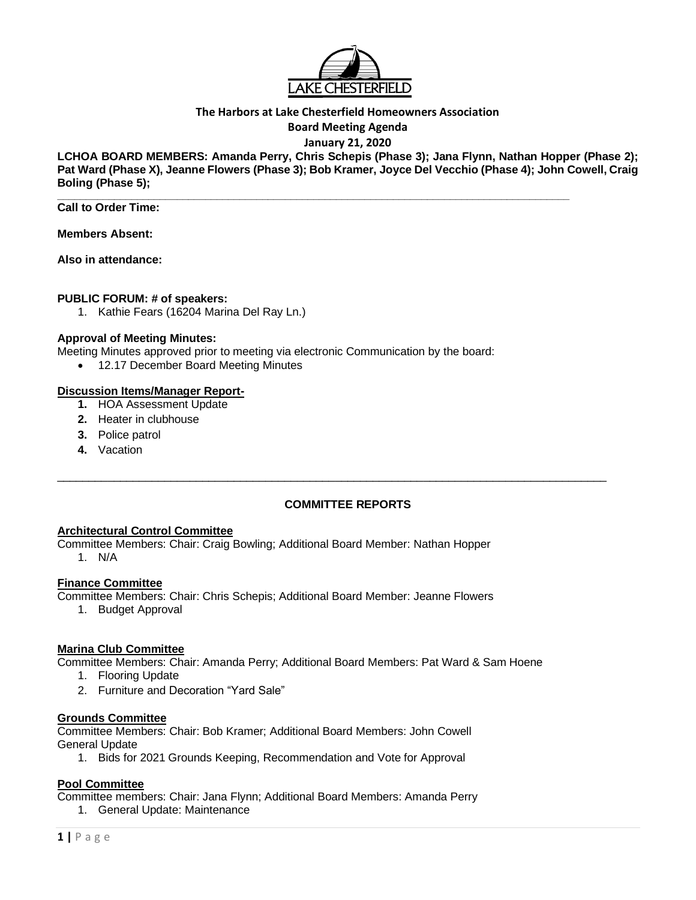**The Harbors at Lake Chesterfield Homeowners Association**
**Board Meeting Agenda**
**January 21, 2020**

**LCHOA BOARD MEMBERS: Amanda Perry, Chris Schepis (Phase 3); Jana Flynn, Nathan Hopper (Phase 2); Pat Ward (Phase X), Jeanne Flowers (Phase 3); Bob Kramer, Joyce Del Vecchio (Phase 4); John Cowell, Craig Boling (Phase 5);**

---

**Call to Order Time:**

**Members Absent:**

**Also in attendance:**

**PUBLIC FORUM: # of speakers:**

1. Kathie Fears (16204 Marina Del Ray Ln.)

**Approval of Meeting Minutes:**

Meeting Minutes approved prior to meeting via electronic Communication by the board:

- 12.17 December Board Meeting Minutes

**Discussion Items/Manager Report-**

1. HOA Assessment Update
2. Heater in clubhouse
3. Police patrol
4. Vacation

---

## COMMITTEE REPORTS

**Architectural Control Committee**

Committee Members: Chair: Craig Bowling; Additional Board Member: Nathan Hopper

1. N/A

**Finance Committee**

Committee Members: Chair: Chris Schepis; Additional Board Member: Jeanne Flowers

1. Budget Approval

**Marina Club Committee**

Committee Members: Chair: Amanda Perry; Additional Board Members: Pat Ward & Sam Hoene

1. Flooring Update
2. Furniture and Decoration "Yard Sale"

**Grounds Committee**

Committee Members: Chair: Bob Kramer; Additional Board Members: John Cowell
General Update

1. Bids for 2021 Grounds Keeping, Recommendation and Vote for Approval

**Pool Committee**

Committee members: Chair: Jana Flynn; Additional Board Members: Amanda Perry

1. General Update: Maintenance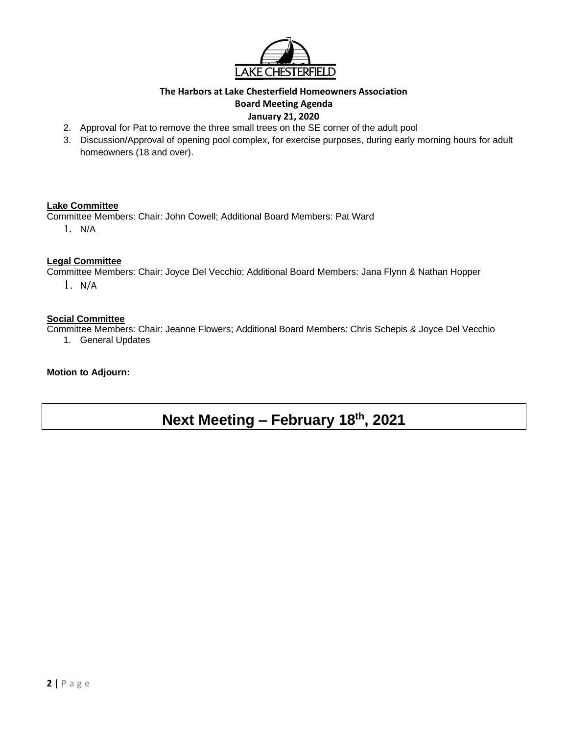**The Harbors at Lake Chesterfield Homeowners Association**
**Board Meeting Agenda**
**January 21, 2020**

2. Approval for Pat to remove the three small trees on the SE corner of the adult pool
3. Discussion/Approval of opening pool complex, for exercise purposes, during early morning hours for adult homeowners (18 and over).

**Lake Committee**

Committee Members: Chair: John Cowell; Additional Board Members: Pat Ward

1. N/A

**Legal Committee**

Committee Members: Chair: Joyce Del Vecchio; Additional Board Members: Jana Flynn & Nathan Hopper

1. N/A

**Social Committee**

Committee Members: Chair: Jeanne Flowers; Additional Board Members: Chris Schepis & Joyce Del Vecchio

1. General Updates

**Motion to Adjourn:**

## Next Meeting – February 18th, 2021